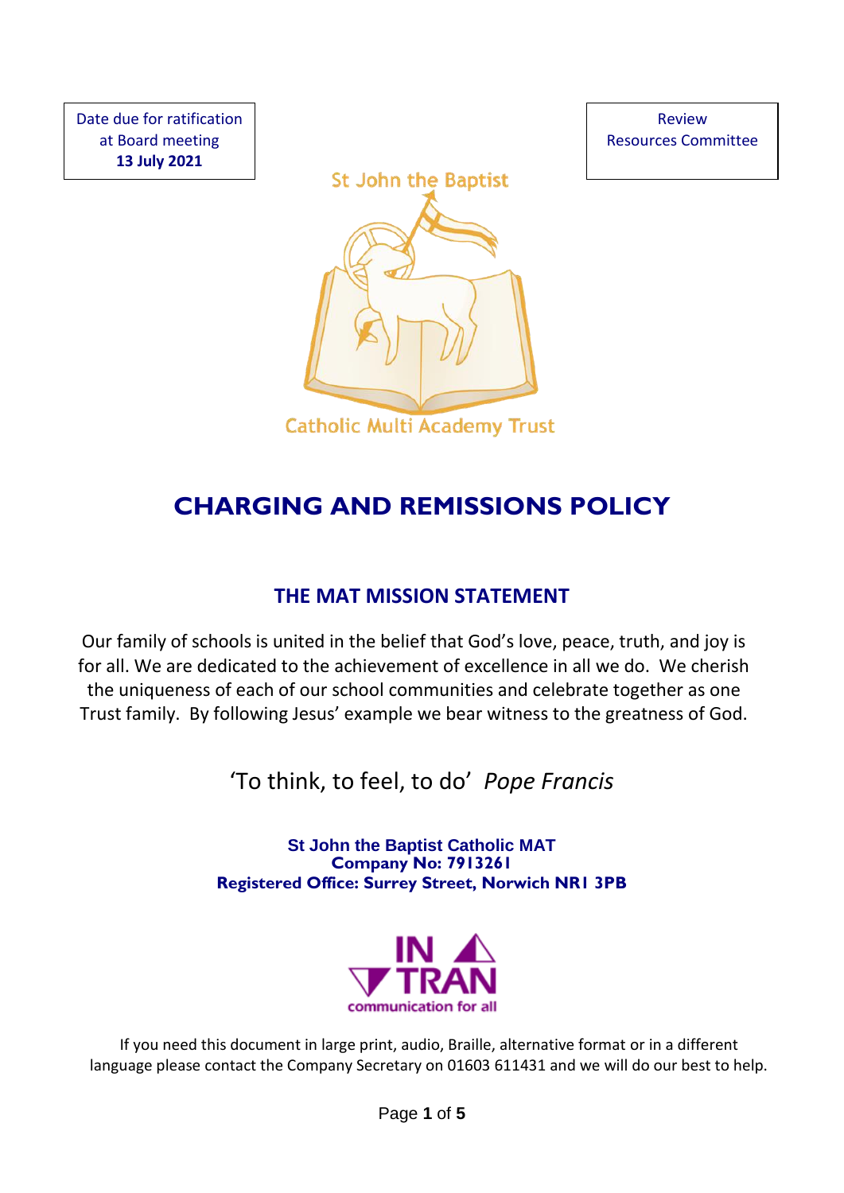Date due for ratification at Board meeting
**13 July 2021**

Review
Resources Committee

St John the Baptist
Catholic Multi Academy Trust

# CHARGING AND REMISSIONS POLICY

## THE MAT MISSION STATEMENT

Our family of schools is united in the belief that God's love, peace, truth, and joy is for all. We are dedicated to the achievement of excellence in all we do. We cherish the uniqueness of each of our school communities and celebrate together as one Trust family. By following Jesus' example we bear witness to the greatness of God.

'To think, to feel, to do' *Pope Francis*

**St John the Baptist Catholic MAT**
**Company No: 7913261**
**Registered Office: Surrey Street, Norwich NR1 3PB**

IN TRAN
communication for all

If you need this document in large print, audio, Braille, alternative format or in a different language please contact the Company Secretary on 01603 611431 and we will do our best to help.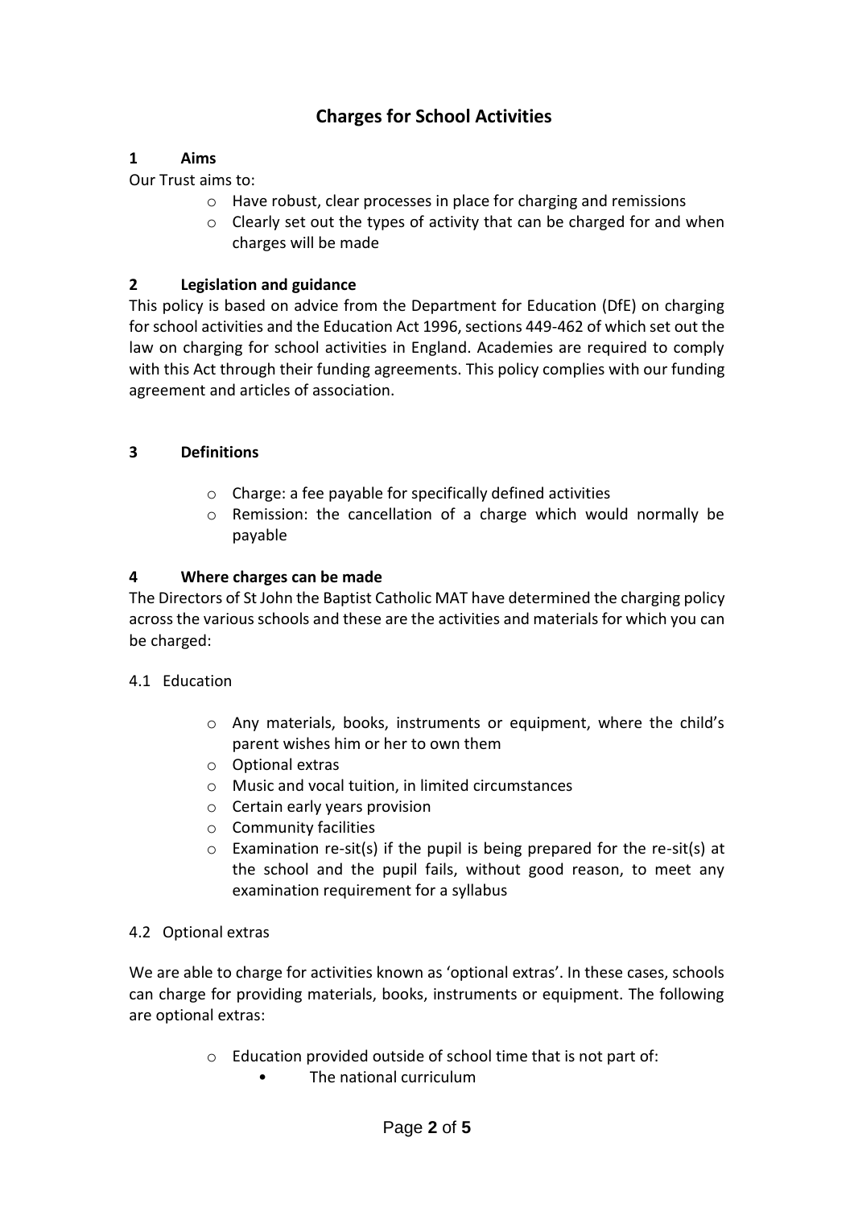# Charges for School Activities

## 1 Aims

Our Trust aims to:

- Have robust, clear processes in place for charging and remissions
- Clearly set out the types of activity that can be charged for and when charges will be made

## 2 Legislation and guidance

This policy is based on advice from the Department for Education (DfE) on charging for school activities and the Education Act 1996, sections 449-462 of which set out the law on charging for school activities in England. Academies are required to comply with this Act through their funding agreements. This policy complies with our funding agreement and articles of association.

## 3 Definitions

- Charge: a fee payable for specifically defined activities
- Remission: the cancellation of a charge which would normally be payable

## 4 Where charges can be made

The Directors of St John the Baptist Catholic MAT have determined the charging policy across the various schools and these are the activities and materials for which you can be charged:

### 4.1 Education

- Any materials, books, instruments or equipment, where the child's parent wishes him or her to own them
- Optional extras
- Music and vocal tuition, in limited circumstances
- Certain early years provision
- Community facilities
- Examination re-sit(s) if the pupil is being prepared for the re-sit(s) at the school and the pupil fails, without good reason, to meet any examination requirement for a syllabus

### 4.2 Optional extras

We are able to charge for activities known as 'optional extras'. In these cases, schools can charge for providing materials, books, instruments or equipment. The following are optional extras:

- Education provided outside of school time that is not part of:
  - The national curriculum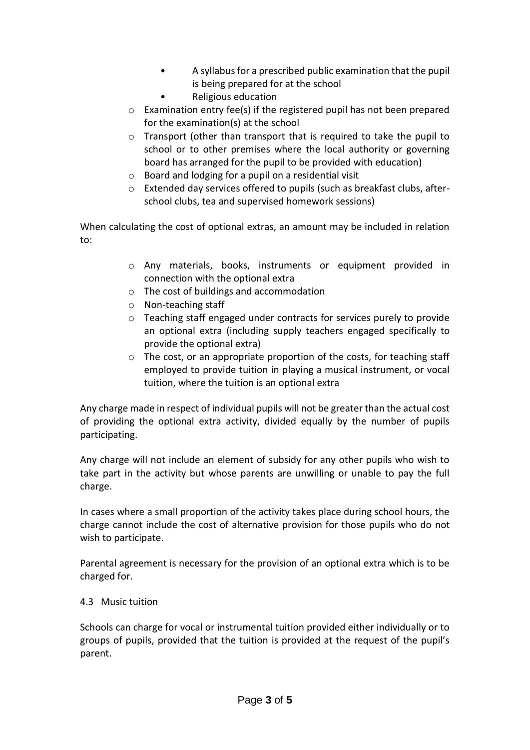- A syllabus for a prescribed public examination that the pupil is being prepared for at the school
    - Religious education
- Examination entry fee(s) if the registered pupil has not been prepared for the examination(s) at the school
- Transport (other than transport that is required to take the pupil to school or to other premises where the local authority or governing board has arranged for the pupil to be provided with education)
- Board and lodging for a pupil on a residential visit
- Extended day services offered to pupils (such as breakfast clubs, after-school clubs, tea and supervised homework sessions)

When calculating the cost of optional extras, an amount may be included in relation to:

- Any materials, books, instruments or equipment provided in connection with the optional extra
- The cost of buildings and accommodation
- Non-teaching staff
- Teaching staff engaged under contracts for services purely to provide an optional extra (including supply teachers engaged specifically to provide the optional extra)
- The cost, or an appropriate proportion of the costs, for teaching staff employed to provide tuition in playing a musical instrument, or vocal tuition, where the tuition is an optional extra

Any charge made in respect of individual pupils will not be greater than the actual cost of providing the optional extra activity, divided equally by the number of pupils participating.

Any charge will not include an element of subsidy for any other pupils who wish to take part in the activity but whose parents are unwilling or unable to pay the full charge.

In cases where a small proportion of the activity takes place during school hours, the charge cannot include the cost of alternative provision for those pupils who do not wish to participate.

Parental agreement is necessary for the provision of an optional extra which is to be charged for.

### 4.3 Music tuition

Schools can charge for vocal or instrumental tuition provided either individually or to groups of pupils, provided that the tuition is provided at the request of the pupil's parent.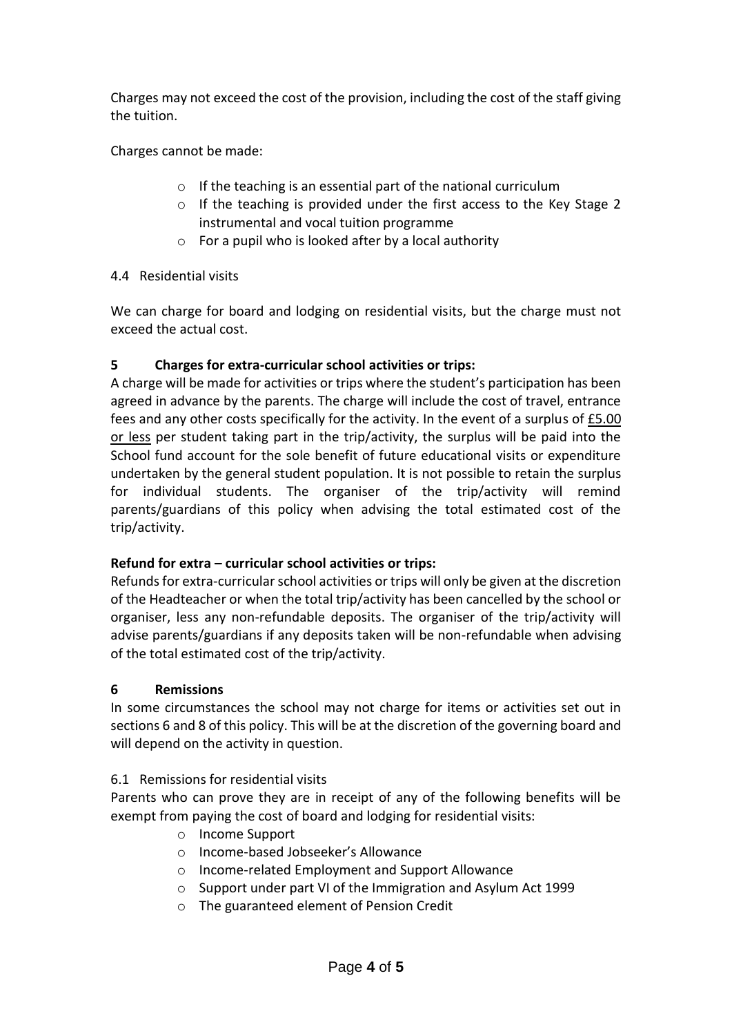Charges may not exceed the cost of the provision, including the cost of the staff giving the tuition.

Charges cannot be made:

- If the teaching is an essential part of the national curriculum
- If the teaching is provided under the first access to the Key Stage 2 instrumental and vocal tuition programme
- For a pupil who is looked after by a local authority

4.4 Residential visits

We can charge for board and lodging on residential visits, but the charge must not exceed the actual cost.

## 5 Charges for extra-curricular school activities or trips:

A charge will be made for activities or trips where the student's participation has been agreed in advance by the parents. The charge will include the cost of travel, entrance fees and any other costs specifically for the activity. In the event of a surplus of <u>£5.00 or less</u> per student taking part in the trip/activity, the surplus will be paid into the School fund account for the sole benefit of future educational visits or expenditure undertaken by the general student population. It is not possible to retain the surplus for individual students. The organiser of the trip/activity will remind parents/guardians of this policy when advising the total estimated cost of the trip/activity.

**Refund for extra – curricular school activities or trips:**

Refunds for extra-curricular school activities or trips will only be given at the discretion of the Headteacher or when the total trip/activity has been cancelled by the school or organiser, less any non-refundable deposits. The organiser of the trip/activity will advise parents/guardians if any deposits taken will be non-refundable when advising of the total estimated cost of the trip/activity.

## 6 Remissions

In some circumstances the school may not charge for items or activities set out in sections 6 and 8 of this policy. This will be at the discretion of the governing board and will depend on the activity in question.

6.1 Remissions for residential visits

Parents who can prove they are in receipt of any of the following benefits will be exempt from paying the cost of board and lodging for residential visits:

- Income Support
- Income-based Jobseeker's Allowance
- Income-related Employment and Support Allowance
- Support under part VI of the Immigration and Asylum Act 1999
- The guaranteed element of Pension Credit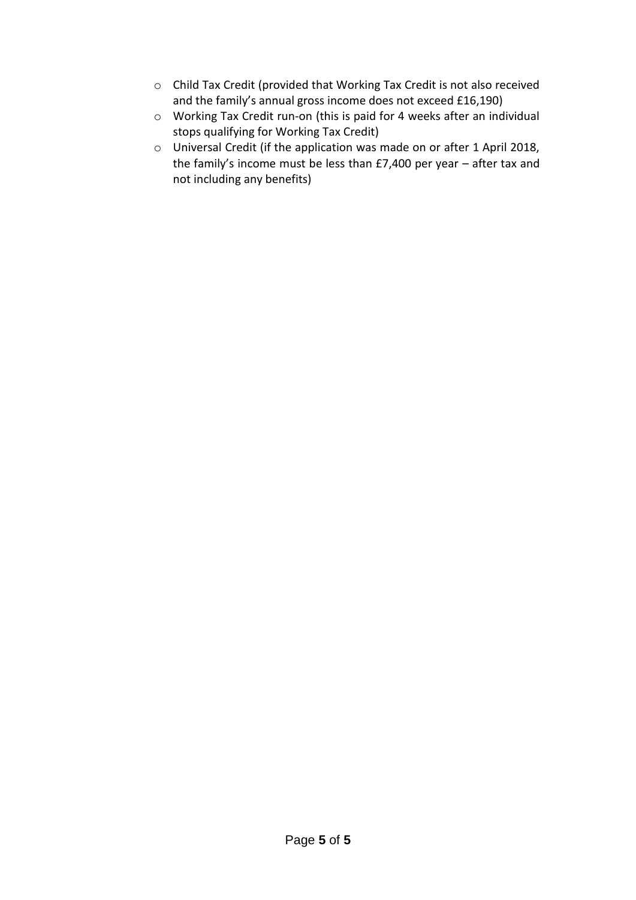- Child Tax Credit (provided that Working Tax Credit is not also received and the family's annual gross income does not exceed £16,190)
- Working Tax Credit run-on (this is paid for 4 weeks after an individual stops qualifying for Working Tax Credit)
- Universal Credit (if the application was made on or after 1 April 2018, the family's income must be less than £7,400 per year – after tax and not including any benefits)